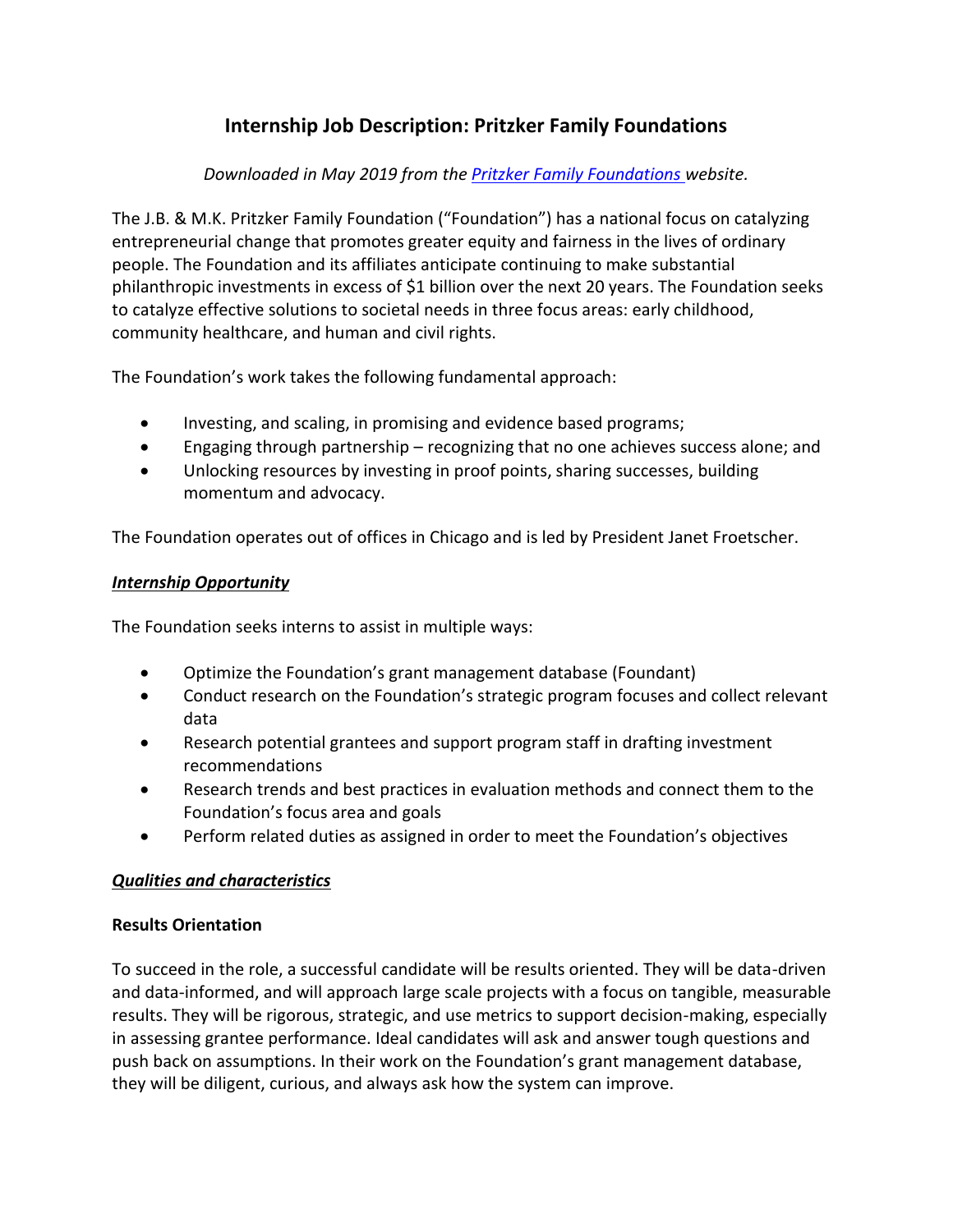# Internship Job Description: Pritzker Family Foundations

*Downloaded in May 2019 from the [Pritzker Family Foundations](Pritzker Family Foundations) website.*

The J.B. & M.K. Pritzker Family Foundation ("Foundation") has a national focus on catalyzing entrepreneurial change that promotes greater equity and fairness in the lives of ordinary people. The Foundation and its affiliates anticipate continuing to make substantial philanthropic investments in excess of $1 billion over the next 20 years. The Foundation seeks to catalyze effective solutions to societal needs in three focus areas: early childhood, community healthcare, and human and civil rights.

The Foundation's work takes the following fundamental approach:

- Investing, and scaling, in promising and evidence based programs;
- Engaging through partnership – recognizing that no one achieves success alone; and
- Unlocking resources by investing in proof points, sharing successes, building momentum and advocacy.

The Foundation operates out of offices in Chicago and is led by President Janet Froetscher.

***Internship Opportunity***

The Foundation seeks interns to assist in multiple ways:

- Optimize the Foundation's grant management database (Foundant)
- Conduct research on the Foundation's strategic program focuses and collect relevant data
- Research potential grantees and support program staff in drafting investment recommendations
- Research trends and best practices in evaluation methods and connect them to the Foundation's focus area and goals
- Perform related duties as assigned in order to meet the Foundation's objectives

***Qualities and characteristics***

**Results Orientation**

To succeed in the role, a successful candidate will be results oriented. They will be data-driven and data-informed, and will approach large scale projects with a focus on tangible, measurable results. They will be rigorous, strategic, and use metrics to support decision-making, especially in assessing grantee performance. Ideal candidates will ask and answer tough questions and push back on assumptions. In their work on the Foundation's grant management database, they will be diligent, curious, and always ask how the system can improve.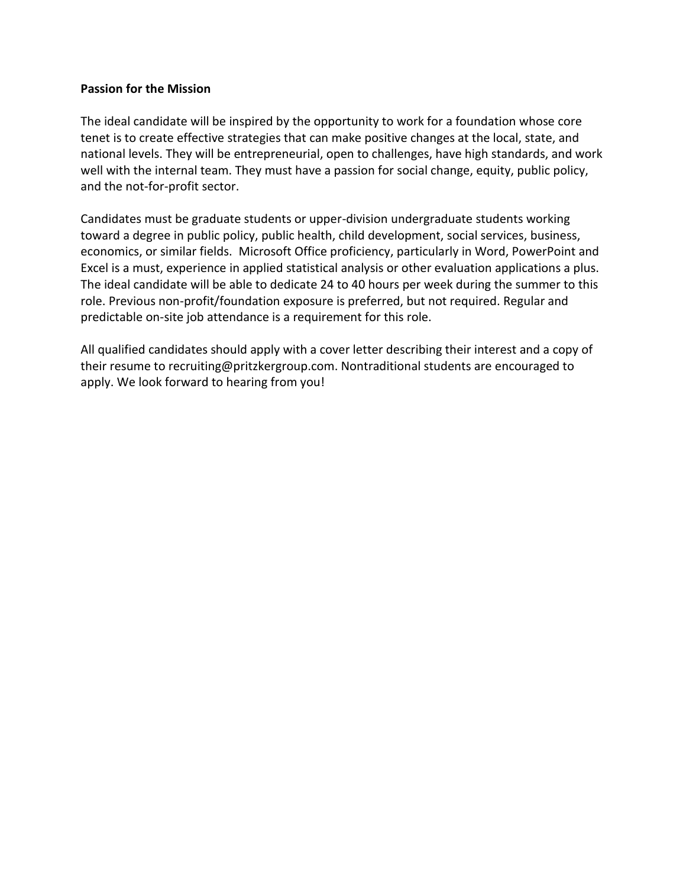**Passion for the Mission**

The ideal candidate will be inspired by the opportunity to work for a foundation whose core tenet is to create effective strategies that can make positive changes at the local, state, and national levels. They will be entrepreneurial, open to challenges, have high standards, and work well with the internal team. They must have a passion for social change, equity, public policy, and the not-for-profit sector.

Candidates must be graduate students or upper-division undergraduate students working toward a degree in public policy, public health, child development, social services, business, economics, or similar fields. Microsoft Office proficiency, particularly in Word, PowerPoint and Excel is a must, experience in applied statistical analysis or other evaluation applications a plus. The ideal candidate will be able to dedicate 24 to 40 hours per week during the summer to this role. Previous non-profit/foundation exposure is preferred, but not required. Regular and predictable on-site job attendance is a requirement for this role.

All qualified candidates should apply with a cover letter describing their interest and a copy of their resume to recruiting@pritzkergroup.com. Nontraditional students are encouraged to apply. We look forward to hearing from you!